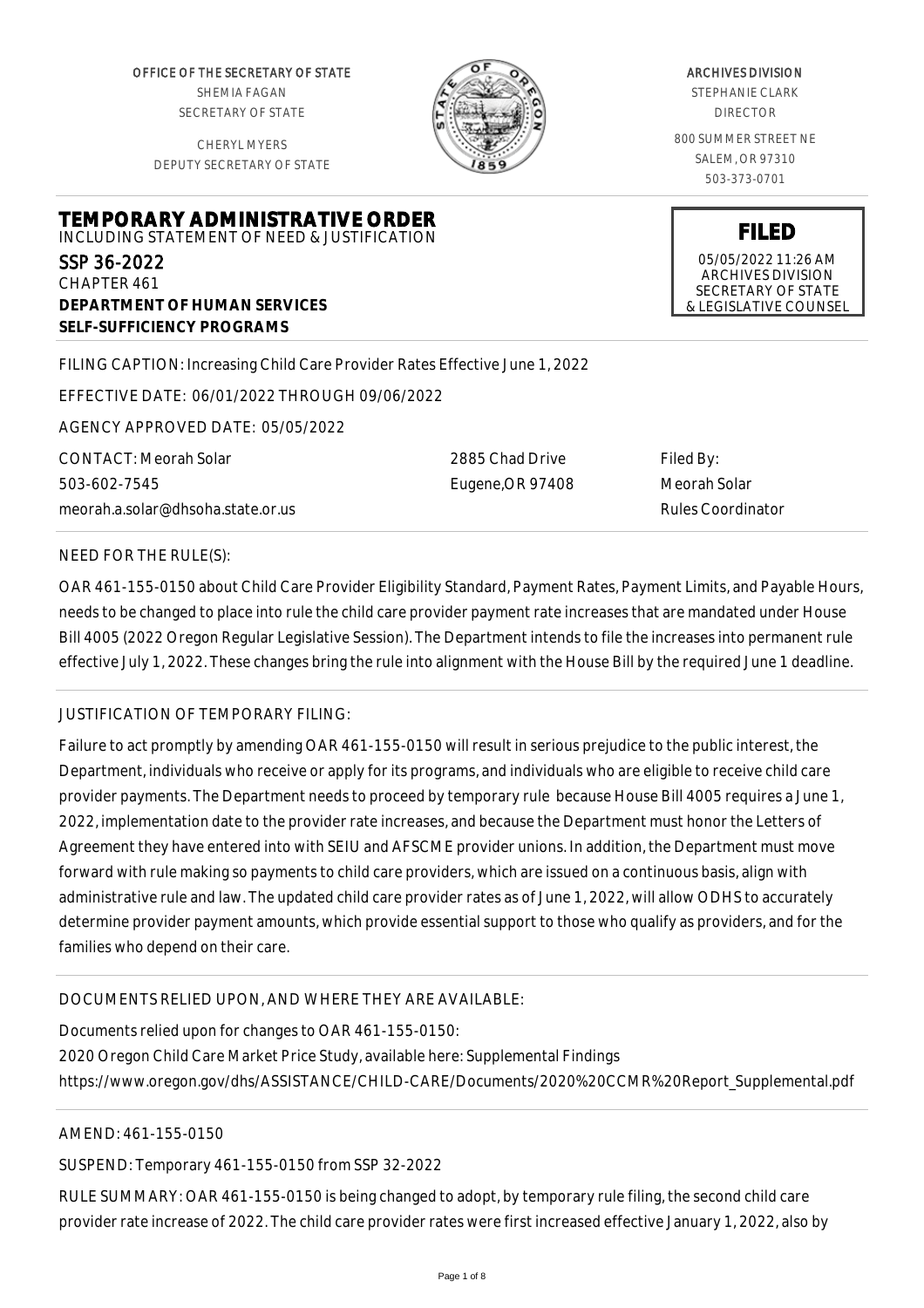OFFICE OF THE SECRETARY OF STATE
SHEMIA FAGAN
SECRETARY OF STATE

CHERYL MYERS
DEPUTY SECRETARY OF STATE

ARCHIVES DIVISION
STEPHANIE CLARK
DIRECTOR

800 SUMMER STREET NE
SALEM, OR 97310
503-373-0701

**FILED**
05/05/2022 11:26 AM
ARCHIVES DIVISION
SECRETARY OF STATE
& LEGISLATIVE COUNSEL

# TEMPORARY ADMINISTRATIVE ORDER

INCLUDING STATEMENT OF NEED & JUSTIFICATION

SSP 36-2022
CHAPTER 461
**DEPARTMENT OF HUMAN SERVICES**
**SELF-SUFFICIENCY PROGRAMS**

FILING CAPTION: Increasing Child Care Provider Rates Effective June 1, 2022

EFFECTIVE DATE: 06/01/2022 THROUGH 09/06/2022

AGENCY APPROVED DATE: 05/05/2022

CONTACT: Meorah Solar
503-602-7545
meorah.a.solar@dhsoha.state.or.us

2885 Chad Drive
Eugene,OR 97408

Filed By:
Meorah Solar
Rules Coordinator

NEED FOR THE RULE(S):

OAR 461-155-0150 about Child Care Provider Eligibility Standard, Payment Rates, Payment Limits, and Payable Hours, needs to be changed to place into rule the child care provider payment rate increases that are mandated under House Bill 4005 (2022 Oregon Regular Legislative Session). The Department intends to file the increases into permanent rule effective July 1, 2022. These changes bring the rule into alignment with the House Bill by the required June 1 deadline.

JUSTIFICATION OF TEMPORARY FILING:

Failure to act promptly by amending OAR 461-155-0150 will result in serious prejudice to the public interest, the Department, individuals who receive or apply for its programs, and individuals who are eligible to receive child care provider payments. The Department needs to proceed by temporary rule because House Bill 4005 requires a June 1, 2022, implementation date to the provider rate increases, and because the Department must honor the Letters of Agreement they have entered into with SEIU and AFSCME provider unions. In addition, the Department must move forward with rule making so payments to child care providers, which are issued on a continuous basis, align with administrative rule and law. The updated child care provider rates as of June 1, 2022, will allow ODHS to accurately determine provider payment amounts, which provide essential support to those who qualify as providers, and for the families who depend on their care.

DOCUMENTS RELIED UPON, AND WHERE THEY ARE AVAILABLE:

Documents relied upon for changes to OAR 461-155-0150:
2020 Oregon Child Care Market Price Study, available here: Supplemental Findings
https://www.oregon.gov/dhs/ASSISTANCE/CHILD-CARE/Documents/2020%20CCMR%20Report_Supplemental.pdf

AMEND: 461-155-0150

SUSPEND: Temporary 461-155-0150 from SSP 32-2022

RULE SUMMARY: OAR 461-155-0150 is being changed to adopt, by temporary rule filing, the second child care provider rate increase of 2022. The child care provider rates were first increased effective January 1, 2022, also by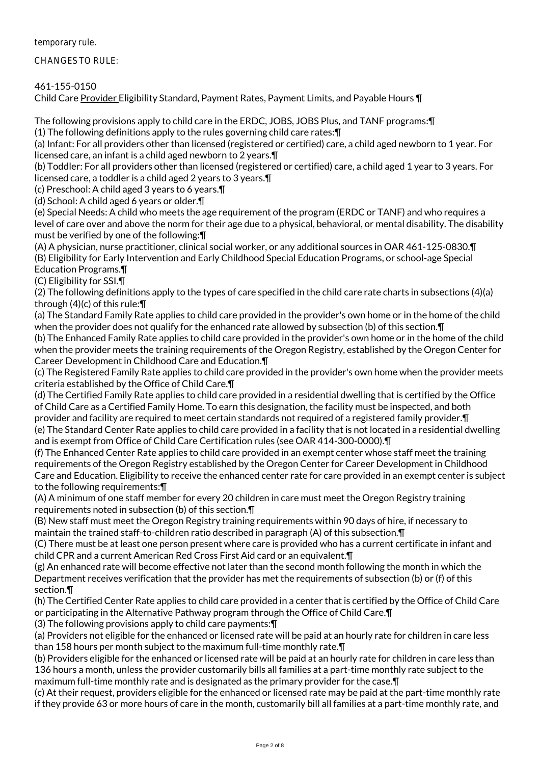temporary rule.

CHANGES TO RULE:

461-155-0150
Child Care Provider Eligibility Standard, Payment Rates, Payment Limits, and Payable Hours ¶

The following provisions apply to child care in the ERDC, JOBS, JOBS Plus, and TANF programs:¶
(1) The following definitions apply to the rules governing child care rates:¶
(a) Infant: For all providers other than licensed (registered or certified) care, a child aged newborn to 1 year. For licensed care, an infant is a child aged newborn to 2 years.¶
(b) Toddler: For all providers other than licensed (registered or certified) care, a child aged 1 year to 3 years. For licensed care, a toddler is a child aged 2 years to 3 years.¶
(c) Preschool: A child aged 3 years to 6 years.¶
(d) School: A child aged 6 years or older.¶
(e) Special Needs: A child who meets the age requirement of the program (ERDC or TANF) and who requires a level of care over and above the norm for their age due to a physical, behavioral, or mental disability. The disability must be verified by one of the following:¶
(A) A physician, nurse practitioner, clinical social worker, or any additional sources in OAR 461-125-0830.¶
(B) Eligibility for Early Intervention and Early Childhood Special Education Programs, or school-age Special Education Programs.¶
(C) Eligibility for SSI.¶
(2) The following definitions apply to the types of care specified in the child care rate charts in subsections (4)(a) through (4)(c) of this rule:¶
(a) The Standard Family Rate applies to child care provided in the provider's own home or in the home of the child when the provider does not qualify for the enhanced rate allowed by subsection (b) of this section.¶
(b) The Enhanced Family Rate applies to child care provided in the provider's own home or in the home of the child when the provider meets the training requirements of the Oregon Registry, established by the Oregon Center for Career Development in Childhood Care and Education.¶
(c) The Registered Family Rate applies to child care provided in the provider's own home when the provider meets criteria established by the Office of Child Care.¶
(d) The Certified Family Rate applies to child care provided in a residential dwelling that is certified by the Office of Child Care as a Certified Family Home. To earn this designation, the facility must be inspected, and both provider and facility are required to meet certain standards not required of a registered family provider.¶
(e) The Standard Center Rate applies to child care provided in a facility that is not located in a residential dwelling and is exempt from Office of Child Care Certification rules (see OAR 414-300-0000).¶
(f) The Enhanced Center Rate applies to child care provided in an exempt center whose staff meet the training requirements of the Oregon Registry established by the Oregon Center for Career Development in Childhood Care and Education. Eligibility to receive the enhanced center rate for care provided in an exempt center is subject to the following requirements:¶
(A) A minimum of one staff member for every 20 children in care must meet the Oregon Registry training requirements noted in subsection (b) of this section.¶
(B) New staff must meet the Oregon Registry training requirements within 90 days of hire, if necessary to maintain the trained staff-to-children ratio described in paragraph (A) of this subsection.¶
(C) There must be at least one person present where care is provided who has a current certificate in infant and child CPR and a current American Red Cross First Aid card or an equivalent.¶
(g) An enhanced rate will become effective not later than the second month following the month in which the Department receives verification that the provider has met the requirements of subsection (b) or (f) of this section.¶
(h) The Certified Center Rate applies to child care provided in a center that is certified by the Office of Child Care or participating in the Alternative Pathway program through the Office of Child Care.¶
(3) The following provisions apply to child care payments:¶
(a) Providers not eligible for the enhanced or licensed rate will be paid at an hourly rate for children in care less than 158 hours per month subject to the maximum full-time monthly rate.¶
(b) Providers eligible for the enhanced or licensed rate will be paid at an hourly rate for children in care less than 136 hours a month, unless the provider customarily bills all families at a part-time monthly rate subject to the maximum full-time monthly rate and is designated as the primary provider for the case.¶
(c) At their request, providers eligible for the enhanced or licensed rate may be paid at the part-time monthly rate if they provide 63 or more hours of care in the month, customarily bill all families at a part-time monthly rate, and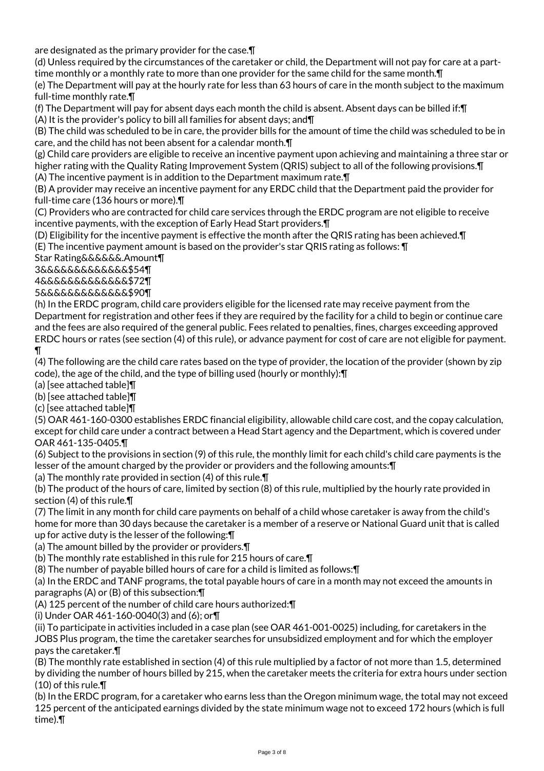are designated as the primary provider for the case.¶

(d) Unless required by the circumstances of the caretaker or child, the Department will not pay for care at a part-time monthly or a monthly rate to more than one provider for the same child for the same month.¶

(e) The Department will pay at the hourly rate for less than 63 hours of care in the month subject to the maximum full-time monthly rate.¶

(f) The Department will pay for absent days each month the child is absent. Absent days can be billed if:¶

(A) It is the provider's policy to bill all families for absent days; and¶

(B) The child was scheduled to be in care, the provider bills for the amount of time the child was scheduled to be in care, and the child has not been absent for a calendar month.¶

(g) Child care providers are eligible to receive an incentive payment upon achieving and maintaining a three star or higher rating with the Quality Rating Improvement System (QRIS) subject to all of the following provisions.¶

(A) The incentive payment is in addition to the Department maximum rate.¶

(B) A provider may receive an incentive payment for any ERDC child that the Department paid the provider for full-time care (136 hours or more).¶

(C) Providers who are contracted for child care services through the ERDC program are not eligible to receive incentive payments, with the exception of Early Head Start providers.¶

(D) Eligibility for the incentive payment is effective the month after the QRIS rating has been achieved.¶

(E) The incentive payment amount is based on the provider's star QRIS rating as follows: ¶

Star Rating&&&&&&.Amount¶

3&&&&&&&&&&&&&$54¶

4&&&&&&&&&&&&&$72¶

5&&&&&&&&&&&&&$90¶

(h) In the ERDC program, child care providers eligible for the licensed rate may receive payment from the Department for registration and other fees if they are required by the facility for a child to begin or continue care and the fees are also required of the general public. Fees related to penalties, fines, charges exceeding approved ERDC hours or rates (see section (4) of this rule), or advance payment for cost of care are not eligible for payment. ¶

(4) The following are the child care rates based on the type of provider, the location of the provider (shown by zip code), the age of the child, and the type of billing used (hourly or monthly):¶

(a) [see attached table]¶

(b) [see attached table]¶

(c) [see attached table]¶

(5) OAR 461-160-0300 establishes ERDC financial eligibility, allowable child care cost, and the copay calculation, except for child care under a contract between a Head Start agency and the Department, which is covered under OAR 461-135-0405.¶

(6) Subject to the provisions in section (9) of this rule, the monthly limit for each child's child care payments is the lesser of the amount charged by the provider or providers and the following amounts:¶

(a) The monthly rate provided in section (4) of this rule.¶

(b) The product of the hours of care, limited by section (8) of this rule, multiplied by the hourly rate provided in section (4) of this rule.¶

(7) The limit in any month for child care payments on behalf of a child whose caretaker is away from the child's home for more than 30 days because the caretaker is a member of a reserve or National Guard unit that is called up for active duty is the lesser of the following:¶

(a) The amount billed by the provider or providers.¶

(b) The monthly rate established in this rule for 215 hours of care.¶

(8) The number of payable billed hours of care for a child is limited as follows:¶

(a) In the ERDC and TANF programs, the total payable hours of care in a month may not exceed the amounts in paragraphs (A) or (B) of this subsection:¶

(A) 125 percent of the number of child care hours authorized:¶

(i) Under OAR 461-160-0040(3) and (6); or¶

(ii) To participate in activities included in a case plan (see OAR 461-001-0025) including, for caretakers in the JOBS Plus program, the time the caretaker searches for unsubsidized employment and for which the employer pays the caretaker.¶

(B) The monthly rate established in section (4) of this rule multiplied by a factor of not more than 1.5, determined by dividing the number of hours billed by 215, when the caretaker meets the criteria for extra hours under section (10) of this rule.¶

(b) In the ERDC program, for a caretaker who earns less than the Oregon minimum wage, the total may not exceed 125 percent of the anticipated earnings divided by the state minimum wage not to exceed 172 hours (which is full time).¶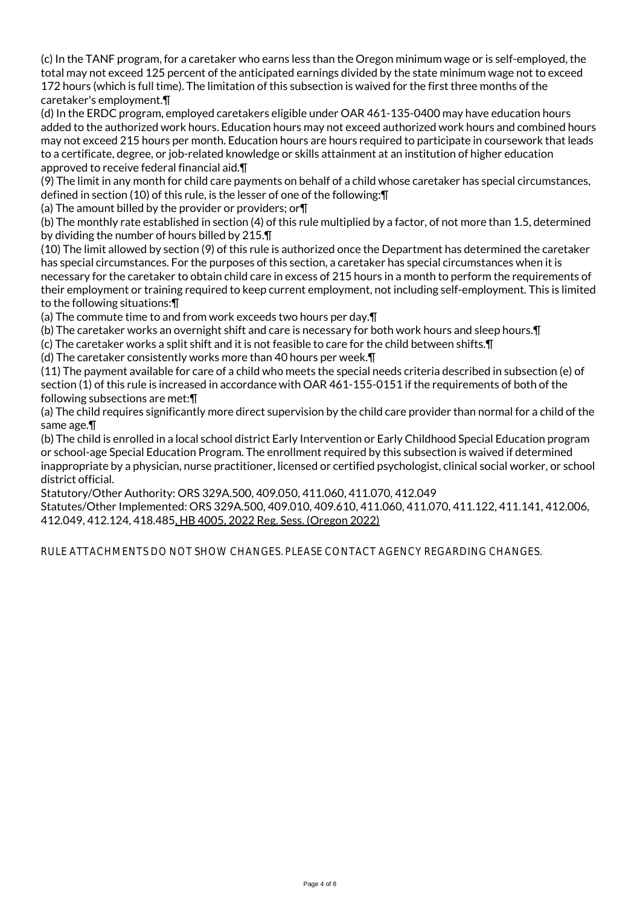(c) In the TANF program, for a caretaker who earns less than the Oregon minimum wage or is self-employed, the total may not exceed 125 percent of the anticipated earnings divided by the state minimum wage not to exceed 172 hours (which is full time). The limitation of this subsection is waived for the first three months of the caretaker's employment.¶

(d) In the ERDC program, employed caretakers eligible under OAR 461-135-0400 may have education hours added to the authorized work hours. Education hours may not exceed authorized work hours and combined hours may not exceed 215 hours per month. Education hours are hours required to participate in coursework that leads to a certificate, degree, or job-related knowledge or skills attainment at an institution of higher education approved to receive federal financial aid.¶

(9) The limit in any month for child care payments on behalf of a child whose caretaker has special circumstances, defined in section (10) of this rule, is the lesser of one of the following:¶

(a) The amount billed by the provider or providers; or¶

(b) The monthly rate established in section (4) of this rule multiplied by a factor, of not more than 1.5, determined by dividing the number of hours billed by 215.¶

(10) The limit allowed by section (9) of this rule is authorized once the Department has determined the caretaker has special circumstances. For the purposes of this section, a caretaker has special circumstances when it is necessary for the caretaker to obtain child care in excess of 215 hours in a month to perform the requirements of their employment or training required to keep current employment, not including self-employment. This is limited to the following situations:¶

(a) The commute time to and from work exceeds two hours per day.¶

(b) The caretaker works an overnight shift and care is necessary for both work hours and sleep hours.¶

(c) The caretaker works a split shift and it is not feasible to care for the child between shifts.¶

(d) The caretaker consistently works more than 40 hours per week.¶

(11) The payment available for care of a child who meets the special needs criteria described in subsection (e) of section (1) of this rule is increased in accordance with OAR 461-155-0151 if the requirements of both of the following subsections are met:¶

(a) The child requires significantly more direct supervision by the child care provider than normal for a child of the same age.¶

(b) The child is enrolled in a local school district Early Intervention or Early Childhood Special Education program or school-age Special Education Program. The enrollment required by this subsection is waived if determined inappropriate by a physician, nurse practitioner, licensed or certified psychologist, clinical social worker, or school district official.

Statutory/Other Authority: ORS 329A.500, 409.050, 411.060, 411.070, 412.049

Statutes/Other Implemented: ORS 329A.500, 409.010, 409.610, 411.060, 411.070, 411.122, 411.141, 412.006, 412.049, 412.124, 418.485, HB 4005, 2022 Reg. Sess. (Oregon 2022)

RULE ATTACHMENTS DO NOT SHOW CHANGES. PLEASE CONTACT AGENCY REGARDING CHANGES.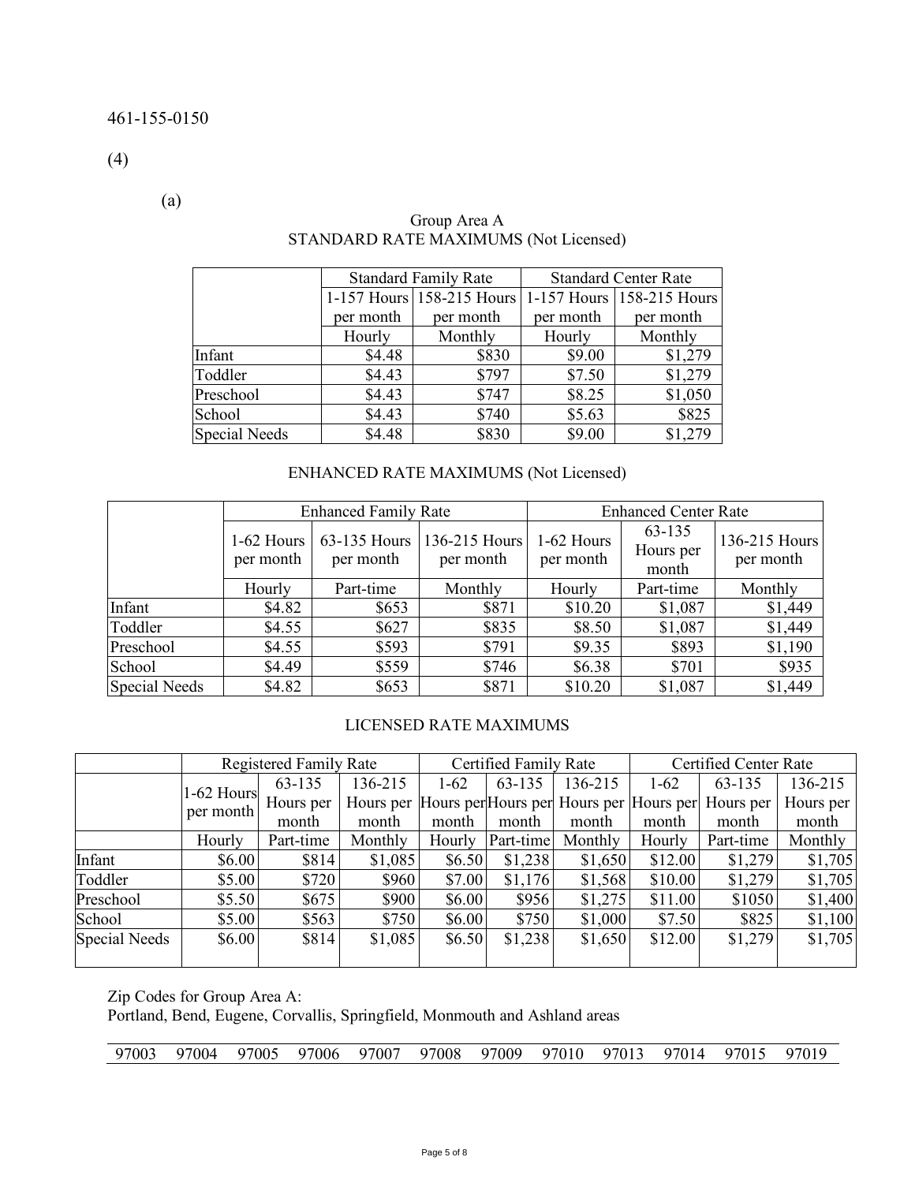461-155-0150

(4)

(a)

Group Area A
STANDARD RATE MAXIMUMS (Not Licensed)

| | Standard Family Rate | | Standard Center Rate | |
|---|---|---|---|---|
| | 1-157 Hours per month | 158-215 Hours per month | 1-157 Hours per month | 158-215 Hours per month |
| | Hourly | Monthly | Hourly | Monthly |
| Infant | $4.48 | $830 | $9.00 | $1,279 |
| Toddler | $4.43 | $797 | $7.50 | $1,279 |
| Preschool | $4.43 | $747 | $8.25 | $1,050 |
| School | $4.43 | $740 | $5.63 | $825 |
| Special Needs | $4.48 | $830 | $9.00 | $1,279 |

ENHANCED RATE MAXIMUMS (Not Licensed)

| | Enhanced Family Rate | | | Enhanced Center Rate | | |
|---|---|---|---|---|---|---|
| | 1-62 Hours per month | 63-135 Hours per month | 136-215 Hours per month | 1-62 Hours per month | 63-135 Hours per month | 136-215 Hours per month |
| | Hourly | Part-time | Monthly | Hourly | Part-time | Monthly |
| Infant | $4.82 | $653 | $871 | $10.20 | $1,087 | $1,449 |
| Toddler | $4.55 | $627 | $835 | $8.50 | $1,087 | $1,449 |
| Preschool | $4.55 | $593 | $791 | $9.35 | $893 | $1,190 |
| School | $4.49 | $559 | $746 | $6.38 | $701 | $935 |
| Special Needs | $4.82 | $653 | $871 | $10.20 | $1,087 | $1,449 |

LICENSED RATE MAXIMUMS

| | Registered Family Rate | | | Certified Family Rate | | | Certified Center Rate | | |
|---|---|---|---|---|---|---|---|---|---|
| | 1-62 Hours per month | 63-135 Hours per month | 136-215 Hours per month | 1-62 Hours per month | 63-135 Hours per month | 136-215 Hours per month | 1-62 Hours per month | 63-135 Hours per month | 136-215 Hours per month |
| | Hourly | Part-time | Monthly | Hourly | Part-time | Monthly | Hourly | Part-time | Monthly |
| Infant | $6.00 | $814 | $1,085 | $6.50 | $1,238 | $1,650 | $12.00 | $1,279 | $1,705 |
| Toddler | $5.00 | $720 | $960 | $7.00 | $1,176 | $1,568 | $10.00 | $1,279 | $1,705 |
| Preschool | $5.50 | $675 | $900 | $6.00 | $956 | $1,275 | $11.00 | $1050 | $1,400 |
| School | $5.00 | $563 | $750 | $6.00 | $750 | $1,000 | $7.50 | $825 | $1,100 |
| Special Needs | $6.00 | $814 | $1,085 | $6.50 | $1,238 | $1,650 | $12.00 | $1,279 | $1,705 |

Zip Codes for Group Area A:
Portland, Bend, Eugene, Corvallis, Springfield, Monmouth and Ashland areas

| 97003 | 97004 | 97005 | 97006 | 97007 | 97008 | 97009 | 97010 | 97013 | 97014 | 97015 | 97019 |
|---|---|---|---|---|---|---|---|---|---|---|---|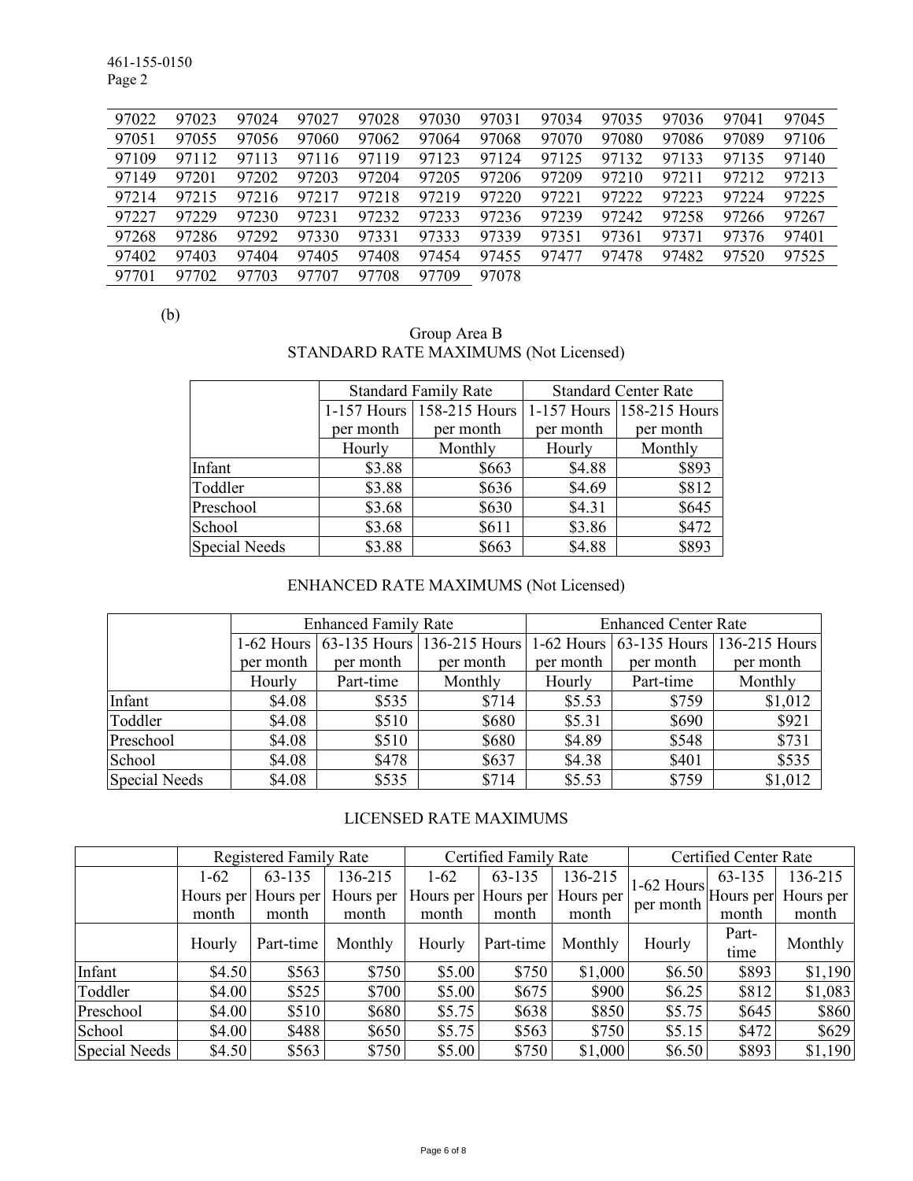| | | | | | | | | | | | |
|---|---|---|---|---|---|---|---|---|---|---|---|
| 97022 | 97023 | 97024 | 97027 | 97028 | 97030 | 97031 | 97034 | 97035 | 97036 | 97041 | 97045 |
| 97051 | 97055 | 97056 | 97060 | 97062 | 97064 | 97068 | 97070 | 97080 | 97086 | 97089 | 97106 |
| 97109 | 97112 | 97113 | 97116 | 97119 | 97123 | 97124 | 97125 | 97132 | 97133 | 97135 | 97140 |
| 97149 | 97201 | 97202 | 97203 | 97204 | 97205 | 97206 | 97209 | 97210 | 97211 | 97212 | 97213 |
| 97214 | 97215 | 97216 | 97217 | 97218 | 97219 | 97220 | 97221 | 97222 | 97223 | 97224 | 97225 |
| 97227 | 97229 | 97230 | 97231 | 97232 | 97233 | 97236 | 97239 | 97242 | 97258 | 97266 | 97267 |
| 97268 | 97286 | 97292 | 97330 | 97331 | 97333 | 97339 | 97351 | 97361 | 97371 | 97376 | 97401 |
| 97402 | 97403 | 97404 | 97405 | 97408 | 97454 | 97455 | 97477 | 97478 | 97482 | 97520 | 97525 |
| 97701 | 97702 | 97703 | 97707 | 97708 | 97709 | 97078 | | | | | |

(b)

Group Area B

STANDARD RATE MAXIMUMS (Not Licensed)

| | Standard Family Rate | | Standard Center Rate | |
|---|---|---|---|---|
| | 1-157 Hours per month | 158-215 Hours per month | 1-157 Hours per month | 158-215 Hours per month |
| | Hourly | Monthly | Hourly | Monthly |
| Infant | $3.88 | $663 | $4.88 | $893 |
| Toddler | $3.88 | $636 | $4.69 | $812 |
| Preschool | $3.68 | $630 | $4.31 | $645 |
| School | $3.68 | $611 | $3.86 | $472 |
| Special Needs | $3.88 | $663 | $4.88 | $893 |

ENHANCED RATE MAXIMUMS (Not Licensed)

| | Enhanced Family Rate | | | Enhanced Center Rate | | |
|---|---|---|---|---|---|---|
| | 1-62 Hours per month | 63-135 Hours per month | 136-215 Hours per month | 1-62 Hours per month | 63-135 Hours per month | 136-215 Hours per month |
| | Hourly | Part-time | Monthly | Hourly | Part-time | Monthly |
| Infant | $4.08 | $535 | $714 | $5.53 | $759 | $1,012 |
| Toddler | $4.08 | $510 | $680 | $5.31 | $690 | $921 |
| Preschool | $4.08 | $510 | $680 | $4.89 | $548 | $731 |
| School | $4.08 | $478 | $637 | $4.38 | $401 | $535 |
| Special Needs | $4.08 | $535 | $714 | $5.53 | $759 | $1,012 |

LICENSED RATE MAXIMUMS

| | Registered Family Rate | | | Certified Family Rate | | | Certified Center Rate | | |
|---|---|---|---|---|---|---|---|---|---|
| | 1-62 Hours per month | 63-135 Hours per month | 136-215 Hours per month | 1-62 Hours per month | 63-135 Hours per month | 136-215 Hours per month | 1-62 Hours per month | 63-135 Hours per month | 136-215 Hours per month |
| | Hourly | Part-time | Monthly | Hourly | Part-time | Monthly | Hourly | Part-time | Monthly |
| Infant | $4.50 | $563 | $750 | $5.00 | $750 | $1,000 | $6.50 | $893 | $1,190 |
| Toddler | $4.00 | $525 | $700 | $5.00 | $675 | $900 | $6.25 | $812 | $1,083 |
| Preschool | $4.00 | $510 | $680 | $5.75 | $638 | $850 | $5.75 | $645 | $860 |
| School | $4.00 | $488 | $650 | $5.75 | $563 | $750 | $5.15 | $472 | $629 |
| Special Needs | $4.50 | $563 | $750 | $5.00 | $750 | $1,000 | $6.50 | $893 | $1,190 |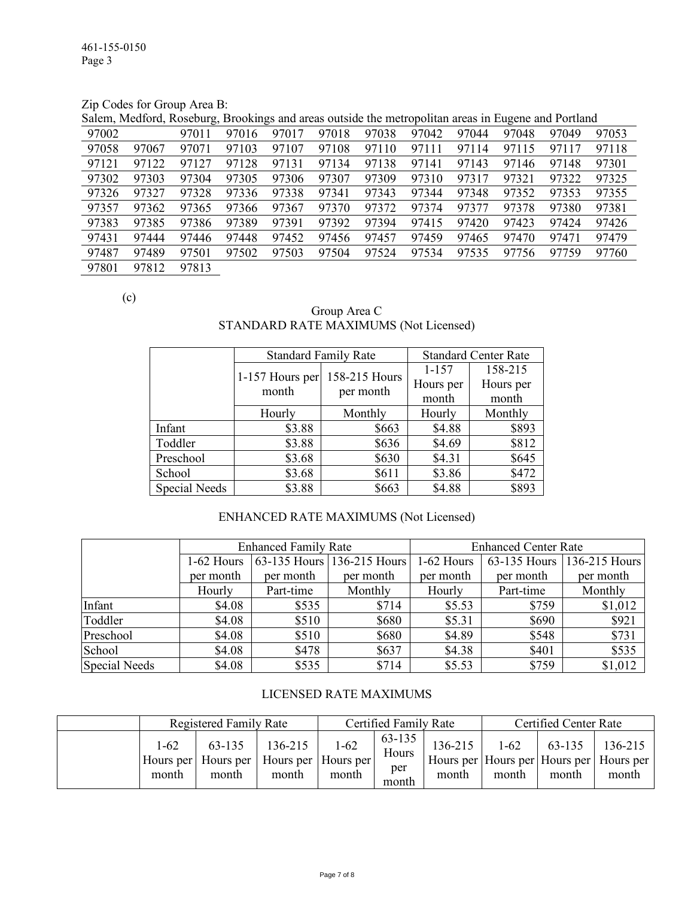Zip Codes for Group Area B:

Salem, Medford, Roseburg, Brookings and areas outside the metropolitan areas in Eugene and Portland

| | | | | | | | | | | |
|---|---|---|---|---|---|---|---|---|---|---|
| 97002 | | 97011 | 97016 | 97017 | 97018 | 97038 | 97042 | 97044 | 97048 | 97049 | 97053 |
| 97058 | 97067 | 97071 | 97103 | 97107 | 97108 | 97110 | 97111 | 97114 | 97115 | 97117 | 97118 |
| 97121 | 97122 | 97127 | 97128 | 97131 | 97134 | 97138 | 97141 | 97143 | 97146 | 97148 | 97301 |
| 97302 | 97303 | 97304 | 97305 | 97306 | 97307 | 97309 | 97310 | 97317 | 97321 | 97322 | 97325 |
| 97326 | 97327 | 97328 | 97336 | 97338 | 97341 | 97343 | 97344 | 97348 | 97352 | 97353 | 97355 |
| 97357 | 97362 | 97365 | 97366 | 97367 | 97370 | 97372 | 97374 | 97377 | 97378 | 97380 | 97381 |
| 97383 | 97385 | 97386 | 97389 | 97391 | 97392 | 97394 | 97415 | 97420 | 97423 | 97424 | 97426 |
| 97431 | 97444 | 97446 | 97448 | 97452 | 97456 | 97457 | 97459 | 97465 | 97470 | 97471 | 97479 |
| 97487 | 97489 | 97501 | 97502 | 97503 | 97504 | 97524 | 97534 | 97535 | 97756 | 97759 | 97760 |
| 97801 | 97812 | 97813 | | | | | | | | | |

(c)

Group Area C

STANDARD RATE MAXIMUMS (Not Licensed)

| | Standard Family Rate | | Standard Center Rate | |
|---|---|---|---|---|
| | 1-157 Hours per month | 158-215 Hours per month | 1-157 Hours per month | 158-215 Hours per month |
| | Hourly | Monthly | Hourly | Monthly |
| Infant | $3.88 | $663 | $4.88 | $893 |
| Toddler | $3.88 | $636 | $4.69 | $812 |
| Preschool | $3.68 | $630 | $4.31 | $645 |
| School | $3.68 | $611 | $3.86 | $472 |
| Special Needs | $3.88 | $663 | $4.88 | $893 |

ENHANCED RATE MAXIMUMS (Not Licensed)

| | Enhanced Family Rate | | | Enhanced Center Rate | | |
|---|---|---|---|---|---|---|
| | 1-62 Hours per month | 63-135 Hours per month | 136-215 Hours per month | 1-62 Hours per month | 63-135 Hours per month | 136-215 Hours per month |
| | Hourly | Part-time | Monthly | Hourly | Part-time | Monthly |
| Infant | $4.08 | $535 | $714 | $5.53 | $759 | $1,012 |
| Toddler | $4.08 | $510 | $680 | $5.31 | $690 | $921 |
| Preschool | $4.08 | $510 | $680 | $4.89 | $548 | $731 |
| School | $4.08 | $478 | $637 | $4.38 | $401 | $535 |
| Special Needs | $4.08 | $535 | $714 | $5.53 | $759 | $1,012 |

LICENSED RATE MAXIMUMS

| | Registered Family Rate | | | Certified Family Rate | | | Certified Center Rate | | |
|---|---|---|---|---|---|---|---|---|---|
| | 1-62 Hours per month | 63-135 Hours per month | 136-215 Hours per month | 1-62 Hours per month | 63-135 Hours per month | 136-215 Hours per month | 1-62 Hours per month | 63-135 Hours per month | 136-215 Hours per month |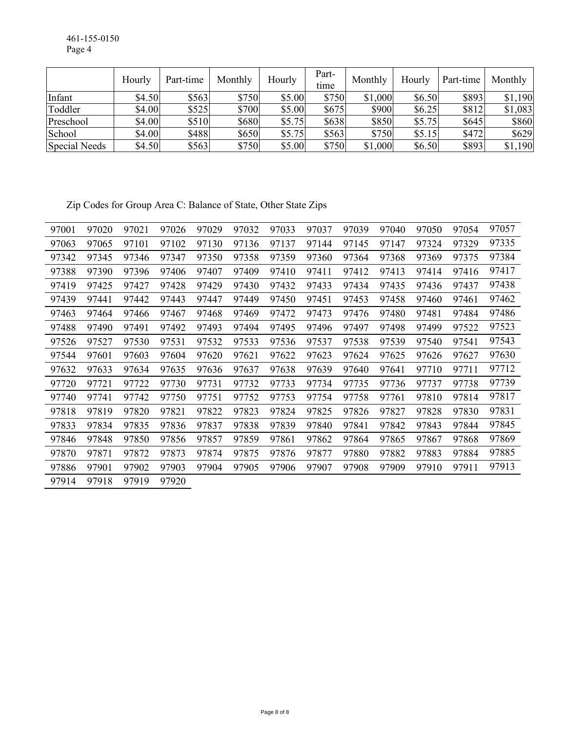| | Hourly | Part-time | Monthly | Hourly | Part-time | Monthly | Hourly | Part-time | Monthly |
|---|---|---|---|---|---|---|---|---|---|
| Infant | $4.50 | $563 | $750 | $5.00 | $750 | $1,000 | $6.50 | $893 | $1,190 |
| Toddler | $4.00 | $525 | $700 | $5.00 | $675 | $900 | $6.25 | $812 | $1,083 |
| Preschool | $4.00 | $510 | $680 | $5.75 | $638 | $850 | $5.75 | $645 | $860 |
| School | $4.00 | $488 | $650 | $5.75 | $563 | $750 | $5.15 | $472 | $629 |
| Special Needs | $4.50 | $563 | $750 | $5.00 | $750 | $1,000 | $6.50 | $893 | $1,190 |

Zip Codes for Group Area C: Balance of State, Other State Zips

| | | | | | | | | | | | | |
|---|---|---|---|---|---|---|---|---|---|---|---|---|
| 97001 | 97020 | 97021 | 97026 | 97029 | 97032 | 97033 | 97037 | 97039 | 97040 | 97050 | 97054 | 97057 |
| 97063 | 97065 | 97101 | 97102 | 97130 | 97136 | 97137 | 97144 | 97145 | 97147 | 97324 | 97329 | 97335 |
| 97342 | 97345 | 97346 | 97347 | 97350 | 97358 | 97359 | 97360 | 97364 | 97368 | 97369 | 97375 | 97384 |
| 97388 | 97390 | 97396 | 97406 | 97407 | 97409 | 97410 | 97411 | 97412 | 97413 | 97414 | 97416 | 97417 |
| 97419 | 97425 | 97427 | 97428 | 97429 | 97430 | 97432 | 97433 | 97434 | 97435 | 97436 | 97437 | 97438 |
| 97439 | 97441 | 97442 | 97443 | 97447 | 97449 | 97450 | 97451 | 97453 | 97458 | 97460 | 97461 | 97462 |
| 97463 | 97464 | 97466 | 97467 | 97468 | 97469 | 97472 | 97473 | 97476 | 97480 | 97481 | 97484 | 97486 |
| 97488 | 97490 | 97491 | 97492 | 97493 | 97494 | 97495 | 97496 | 97497 | 97498 | 97499 | 97522 | 97523 |
| 97526 | 97527 | 97530 | 97531 | 97532 | 97533 | 97536 | 97537 | 97538 | 97539 | 97540 | 97541 | 97543 |
| 97544 | 97601 | 97603 | 97604 | 97620 | 97621 | 97622 | 97623 | 97624 | 97625 | 97626 | 97627 | 97630 |
| 97632 | 97633 | 97634 | 97635 | 97636 | 97637 | 97638 | 97639 | 97640 | 97641 | 97710 | 97711 | 97712 |
| 97720 | 97721 | 97722 | 97730 | 97731 | 97732 | 97733 | 97734 | 97735 | 97736 | 97737 | 97738 | 97739 |
| 97740 | 97741 | 97742 | 97750 | 97751 | 97752 | 97753 | 97754 | 97758 | 97761 | 97810 | 97814 | 97817 |
| 97818 | 97819 | 97820 | 97821 | 97822 | 97823 | 97824 | 97825 | 97826 | 97827 | 97828 | 97830 | 97831 |
| 97833 | 97834 | 97835 | 97836 | 97837 | 97838 | 97839 | 97840 | 97841 | 97842 | 97843 | 97844 | 97845 |
| 97846 | 97848 | 97850 | 97856 | 97857 | 97859 | 97861 | 97862 | 97864 | 97865 | 97867 | 97868 | 97869 |
| 97870 | 97871 | 97872 | 97873 | 97874 | 97875 | 97876 | 97877 | 97880 | 97882 | 97883 | 97884 | 97885 |
| 97886 | 97901 | 97902 | 97903 | 97904 | 97905 | 97906 | 97907 | 97908 | 97909 | 97910 | 97911 | 97913 |
| 97914 | 97918 | 97919 | 97920 | | | | | | | | | |